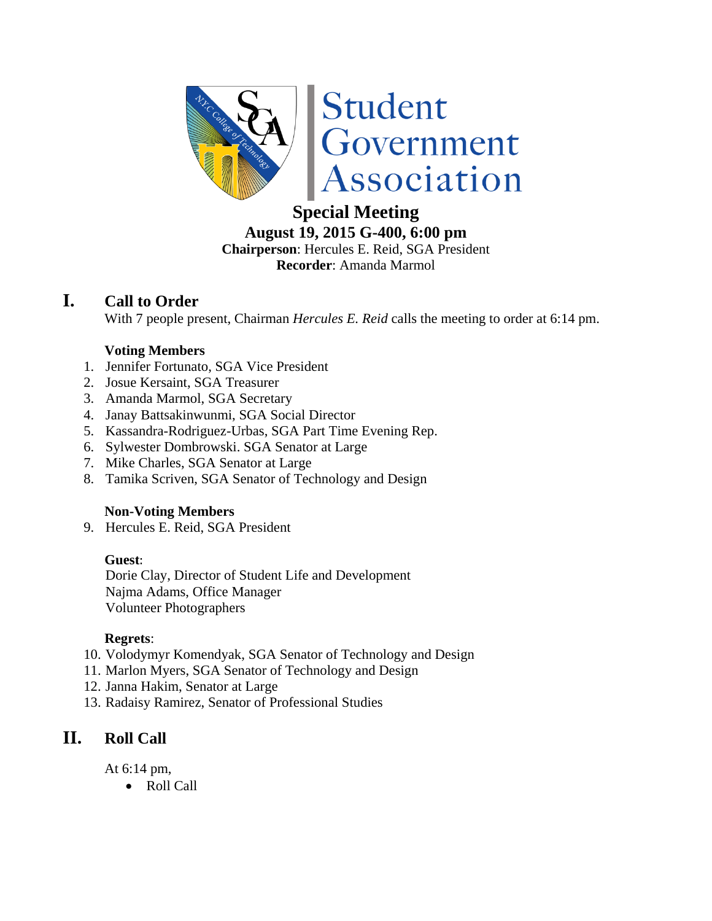Student Government Association

# Special Meeting

**August 19, 2015 G-400, 6:00 pm**
**Chairperson**: Hercules E. Reid, SGA President
**Recorder**: Amanda Marmol

## I. Call to Order

With 7 people present, Chairman *Hercules E. Reid* calls the meeting to order at 6:14 pm.

**Voting Members**

1. Jennifer Fortunato, SGA Vice President
2. Josue Kersaint, SGA Treasurer
3. Amanda Marmol, SGA Secretary
4. Janay Battsakinwunmi, SGA Social Director
5. Kassandra-Rodriguez-Urbas, SGA Part Time Evening Rep.
6. Sylwester Dombrowski. SGA Senator at Large
7. Mike Charles, SGA Senator at Large
8. Tamika Scriven, SGA Senator of Technology and Design

**Non-Voting Members**

9. Hercules E. Reid, SGA President

**Guest**:
Dorie Clay, Director of Student Life and Development
Najma Adams, Office Manager
Volunteer Photographers

**Regrets**:

10. Volodymyr Komendyak, SGA Senator of Technology and Design
11. Marlon Myers, SGA Senator of Technology and Design
12. Janna Hakim, Senator at Large
13. Radaisy Ramirez, Senator of Professional Studies

## II. Roll Call

At 6:14 pm,

- Roll Call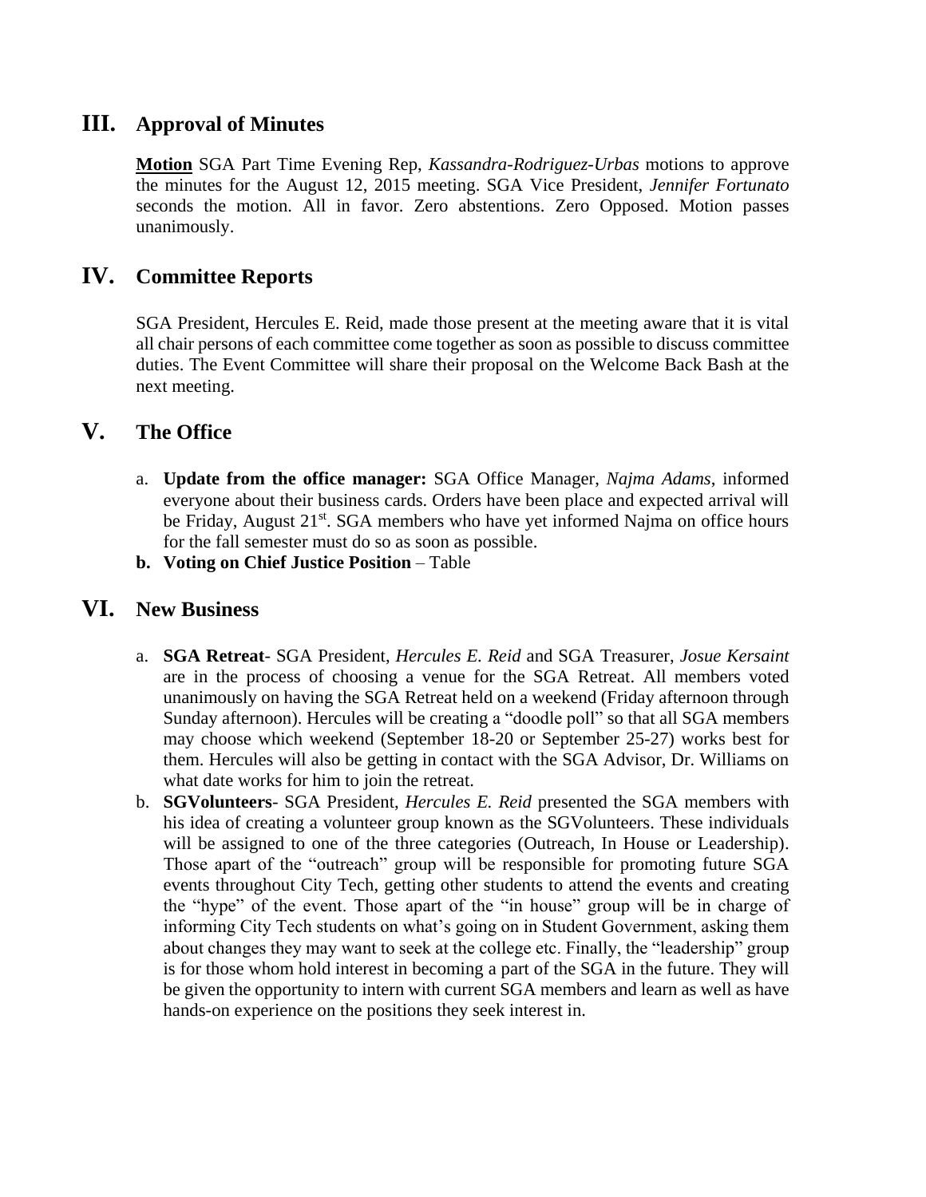## III. Approval of Minutes

**Motion** SGA Part Time Evening Rep, *Kassandra-Rodriguez-Urbas* motions to approve the minutes for the August 12, 2015 meeting. SGA Vice President, *Jennifer Fortunato* seconds the motion. All in favor. Zero abstentions. Zero Opposed. Motion passes unanimously.

## IV. Committee Reports

SGA President, Hercules E. Reid, made those present at the meeting aware that it is vital all chair persons of each committee come together as soon as possible to discuss committee duties. The Event Committee will share their proposal on the Welcome Back Bash at the next meeting.

## V. The Office

a. **Update from the office manager:** SGA Office Manager, *Najma Adams*, informed everyone about their business cards. Orders have been place and expected arrival will be Friday, August 21st. SGA members who have yet informed Najma on office hours for the fall semester must do so as soon as possible.

**b. Voting on Chief Justice Position** – Table

## VI. New Business

a. **SGA Retreat**- SGA President, *Hercules E. Reid* and SGA Treasurer, *Josue Kersaint* are in the process of choosing a venue for the SGA Retreat. All members voted unanimously on having the SGA Retreat held on a weekend (Friday afternoon through Sunday afternoon). Hercules will be creating a "doodle poll" so that all SGA members may choose which weekend (September 18-20 or September 25-27) works best for them. Hercules will also be getting in contact with the SGA Advisor, Dr. Williams on what date works for him to join the retreat.

b. **SGVolunteers**- SGA President, *Hercules E. Reid* presented the SGA members with his idea of creating a volunteer group known as the SGVolunteers. These individuals will be assigned to one of the three categories (Outreach, In House or Leadership). Those apart of the "outreach" group will be responsible for promoting future SGA events throughout City Tech, getting other students to attend the events and creating the "hype" of the event. Those apart of the "in house" group will be in charge of informing City Tech students on what's going on in Student Government, asking them about changes they may want to seek at the college etc. Finally, the "leadership" group is for those whom hold interest in becoming a part of the SGA in the future. They will be given the opportunity to intern with current SGA members and learn as well as have hands-on experience on the positions they seek interest in.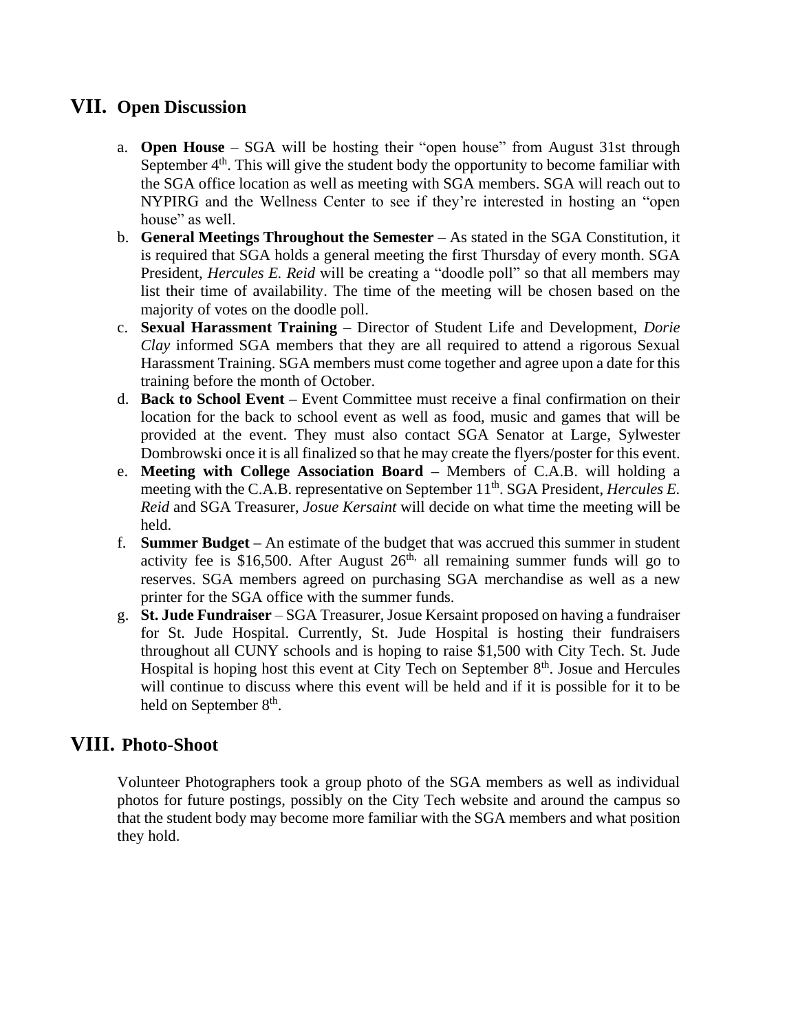## VII. Open Discussion

a. **Open House** – SGA will be hosting their "open house" from August 31st through September 4th. This will give the student body the opportunity to become familiar with the SGA office location as well as meeting with SGA members. SGA will reach out to NYPIRG and the Wellness Center to see if they're interested in hosting an "open house" as well.

b. **General Meetings Throughout the Semester** – As stated in the SGA Constitution, it is required that SGA holds a general meeting the first Thursday of every month. SGA President, *Hercules E. Reid* will be creating a "doodle poll" so that all members may list their time of availability. The time of the meeting will be chosen based on the majority of votes on the doodle poll.

c. **Sexual Harassment Training** – Director of Student Life and Development, *Dorie Clay* informed SGA members that they are all required to attend a rigorous Sexual Harassment Training. SGA members must come together and agree upon a date for this training before the month of October.

d. **Back to School Event –** Event Committee must receive a final confirmation on their location for the back to school event as well as food, music and games that will be provided at the event. They must also contact SGA Senator at Large, Sylwester Dombrowski once it is all finalized so that he may create the flyers/poster for this event.

e. **Meeting with College Association Board –** Members of C.A.B. will holding a meeting with the C.A.B. representative on September 11th. SGA President, *Hercules E. Reid* and SGA Treasurer, *Josue Kersaint* will decide on what time the meeting will be held.

f. **Summer Budget –** An estimate of the budget that was accrued this summer in student activity fee is $16,500. After August 26th, all remaining summer funds will go to reserves. SGA members agreed on purchasing SGA merchandise as well as a new printer for the SGA office with the summer funds.

g. **St. Jude Fundraiser** – SGA Treasurer, Josue Kersaint proposed on having a fundraiser for St. Jude Hospital. Currently, St. Jude Hospital is hosting their fundraisers throughout all CUNY schools and is hoping to raise $1,500 with City Tech. St. Jude Hospital is hoping host this event at City Tech on September 8th. Josue and Hercules will continue to discuss where this event will be held and if it is possible for it to be held on September 8th.

## VIII. Photo-Shoot

Volunteer Photographers took a group photo of the SGA members as well as individual photos for future postings, possibly on the City Tech website and around the campus so that the student body may become more familiar with the SGA members and what position they hold.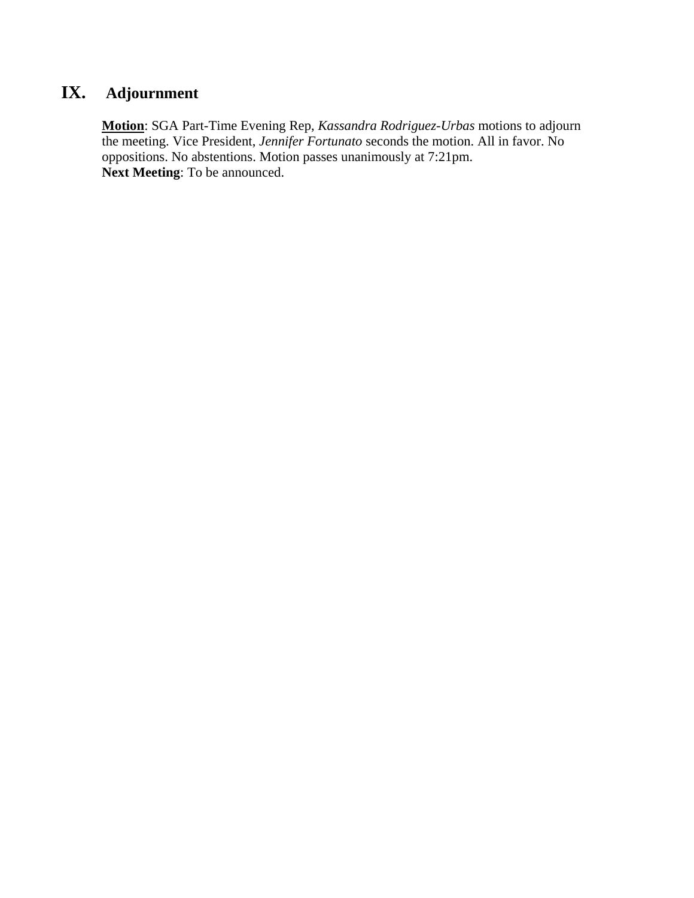## IX. Adjournment

**Motion**: SGA Part-Time Evening Rep, *Kassandra Rodriguez-Urbas* motions to adjourn the meeting. Vice President, *Jennifer Fortunato* seconds the motion. All in favor. No oppositions. No abstentions. Motion passes unanimously at 7:21pm.
**Next Meeting**: To be announced.